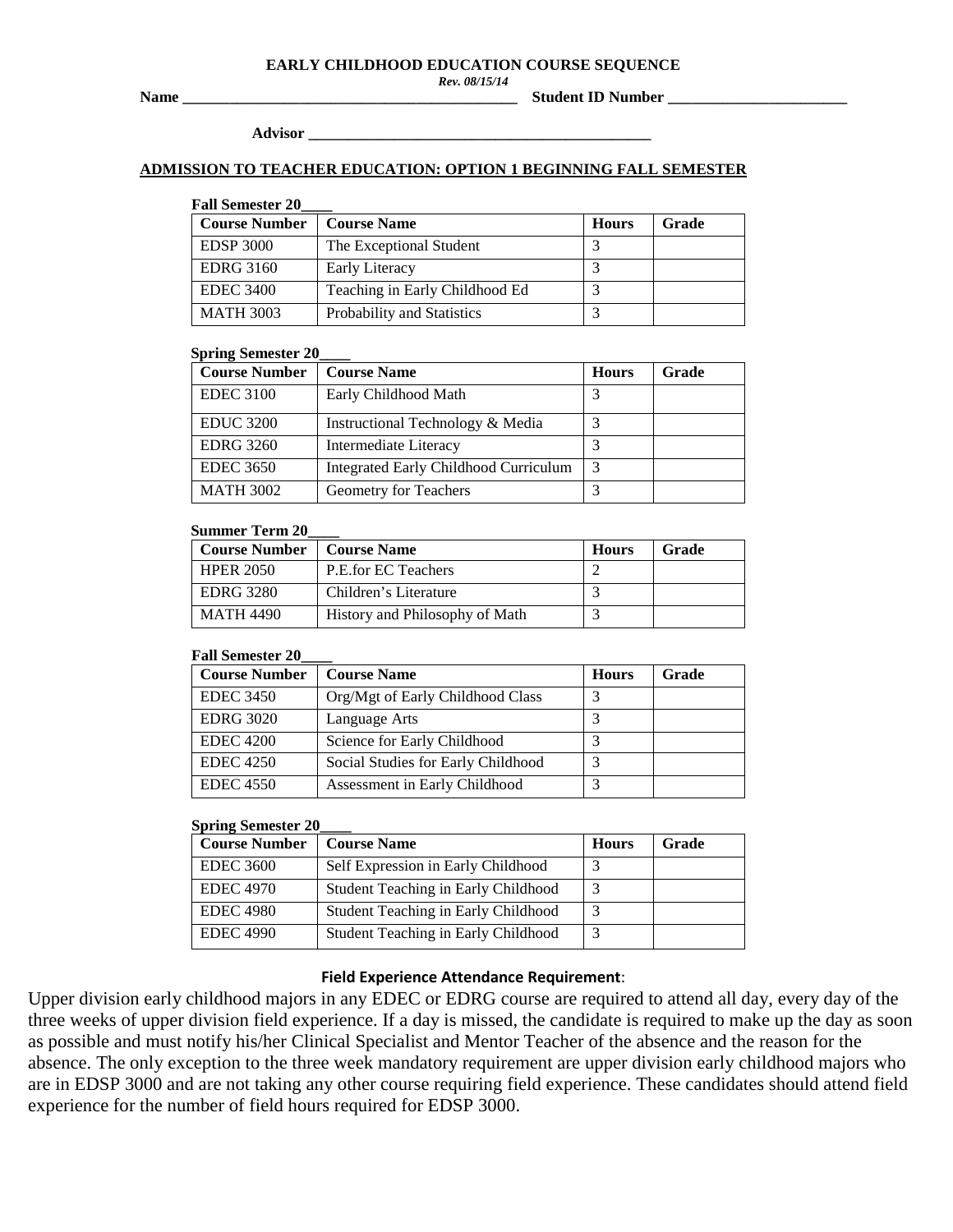# EARLY CHILDHOOD EDUCATION COURSE SEQUENCE

*Rev. 08/15/14*

**Name** ____________________________________________ **Student ID Number** _______________________

**Advisor** ____________________________________________

## ADMISSION TO TEACHER EDUCATION: OPTION 1 BEGINNING FALL SEMESTER

**Fall Semester 20____**

| Course Number | Course Name | Hours | Grade |
|---|---|---|---|
| EDSP 3000 | The Exceptional Student | 3 | |
| EDRG 3160 | Early Literacy | 3 | |
| EDEC 3400 | Teaching in Early Childhood Ed | 3 | |
| MATH 3003 | Probability and Statistics | 3 | |

**Spring Semester 20____**

| Course Number | Course Name | Hours | Grade |
|---|---|---|---|
| EDEC 3100 | Early Childhood Math | 3 | |
| EDUC 3200 | Instructional Technology & Media | 3 | |
| EDRG 3260 | Intermediate Literacy | 3 | |
| EDEC 3650 | Integrated Early Childhood Curriculum | 3 | |
| MATH 3002 | Geometry for Teachers | 3 | |

**Summer Term 20____**

| Course Number | Course Name | Hours | Grade |
|---|---|---|---|
| HPER 2050 | P.E.for EC Teachers | 2 | |
| EDRG 3280 | Children's Literature | 3 | |
| MATH 4490 | History and Philosophy of Math | 3 | |

**Fall Semester 20____**

| Course Number | Course Name | Hours | Grade |
|---|---|---|---|
| EDEC 3450 | Org/Mgt of Early Childhood Class | 3 | |
| EDRG 3020 | Language Arts | 3 | |
| EDEC 4200 | Science for Early Childhood | 3 | |
| EDEC 4250 | Social Studies for Early Childhood | 3 | |
| EDEC 4550 | Assessment in Early Childhood | 3 | |

**Spring Semester 20____**

| Course Number | Course Name | Hours | Grade |
|---|---|---|---|
| EDEC 3600 | Self Expression in Early Childhood | 3 | |
| EDEC 4970 | Student Teaching in Early Childhood | 3 | |
| EDEC 4980 | Student Teaching in Early Childhood | 3 | |
| EDEC 4990 | Student Teaching in Early Childhood | 3 | |

**Field Experience Attendance Requirement**:

Upper division early childhood majors in any EDEC or EDRG course are required to attend all day, every day of the three weeks of upper division field experience. If a day is missed, the candidate is required to make up the day as soon as possible and must notify his/her Clinical Specialist and Mentor Teacher of the absence and the reason for the absence. The only exception to the three week mandatory requirement are upper division early childhood majors who are in EDSP 3000 and are not taking any other course requiring field experience. These candidates should attend field experience for the number of field hours required for EDSP 3000.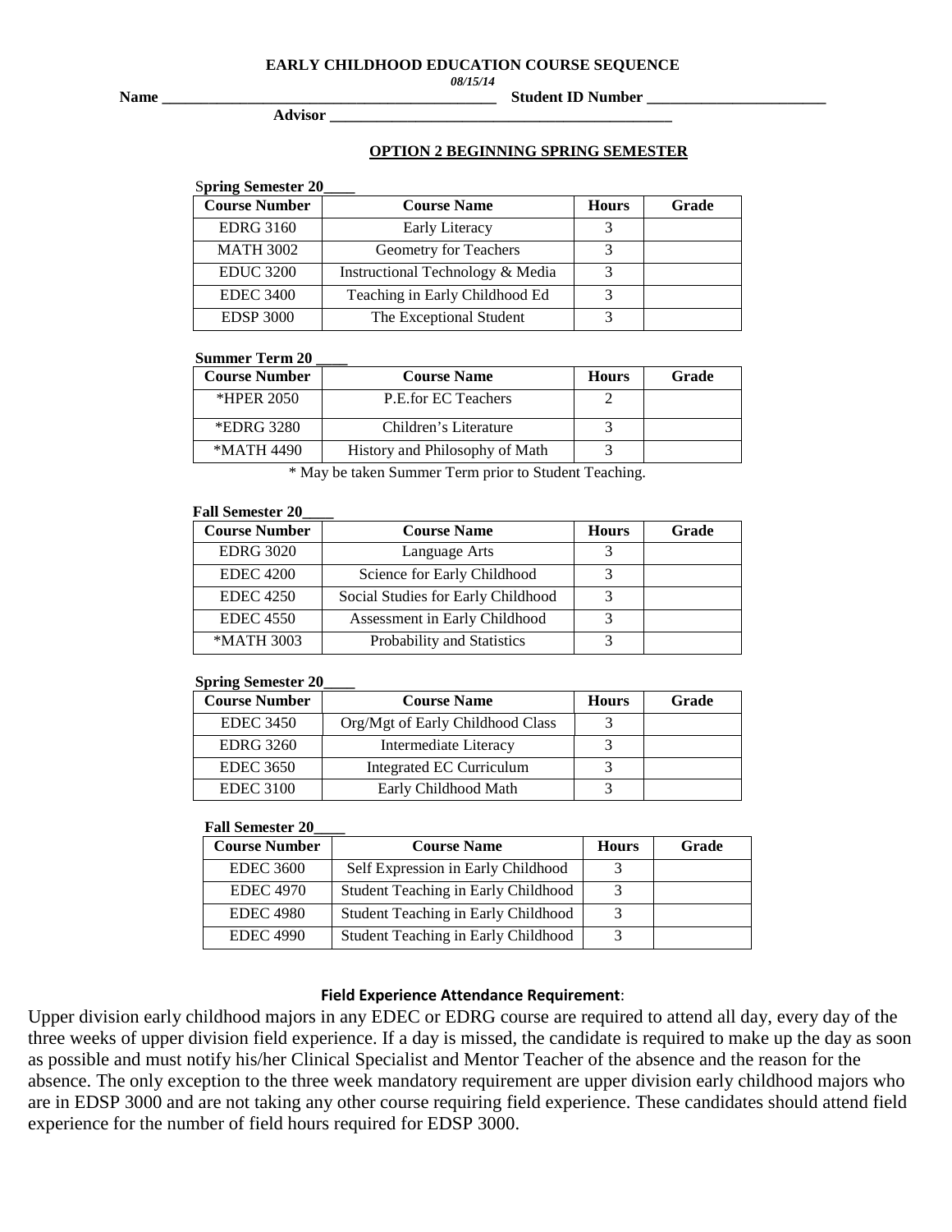**EARLY CHILDHOOD EDUCATION COURSE SEQUENCE**

*08/15/14*

**Name** ___________________________________________ **Student ID Number** ______________________

**Advisor** ____________________________________________

**OPTION 2 BEGINNING SPRING SEMESTER**

**Spring Semester 20____**

| Course Number | Course Name | Hours | Grade |
|---|---|---|---|
| EDRG 3160 | Early Literacy | 3 | |
| MATH 3002 | Geometry for Teachers | 3 | |
| EDUC 3200 | Instructional Technology & Media | 3 | |
| EDEC 3400 | Teaching in Early Childhood Ed | 3 | |
| EDSP 3000 | The Exceptional Student | 3 | |

**Summer Term 20 ____**

| Course Number | Course Name | Hours | Grade |
|---|---|---|---|
| *HPER 2050 | P.E.for EC Teachers | 2 | |
| *EDRG 3280 | Children's Literature | 3 | |
| *MATH 4490 | History and Philosophy of Math | 3 | |

\* May be taken Summer Term prior to Student Teaching.

**Fall Semester 20____**

| Course Number | Course Name | Hours | Grade |
|---|---|---|---|
| EDRG 3020 | Language Arts | 3 | |
| EDEC 4200 | Science for Early Childhood | 3 | |
| EDEC 4250 | Social Studies for Early Childhood | 3 | |
| EDEC 4550 | Assessment in Early Childhood | 3 | |
| *MATH 3003 | Probability and Statistics | 3 | |

**Spring Semester 20____**

| Course Number | Course Name | Hours | Grade |
|---|---|---|---|
| EDEC 3450 | Org/Mgt of Early Childhood Class | 3 | |
| EDRG 3260 | Intermediate Literacy | 3 | |
| EDEC 3650 | Integrated EC Curriculum | 3 | |
| EDEC 3100 | Early Childhood Math | 3 | |

**Fall Semester 20____**

| Course Number | Course Name | Hours | Grade |
|---|---|---|---|
| EDEC 3600 | Self Expression in Early Childhood | 3 | |
| EDEC 4970 | Student Teaching in Early Childhood | 3 | |
| EDEC 4980 | Student Teaching in Early Childhood | 3 | |
| EDEC 4990 | Student Teaching in Early Childhood | 3 | |

**Field Experience Attendance Requirement**:

Upper division early childhood majors in any EDEC or EDRG course are required to attend all day, every day of the three weeks of upper division field experience. If a day is missed, the candidate is required to make up the day as soon as possible and must notify his/her Clinical Specialist and Mentor Teacher of the absence and the reason for the absence. The only exception to the three week mandatory requirement are upper division early childhood majors who are in EDSP 3000 and are not taking any other course requiring field experience. These candidates should attend field experience for the number of field hours required for EDSP 3000.